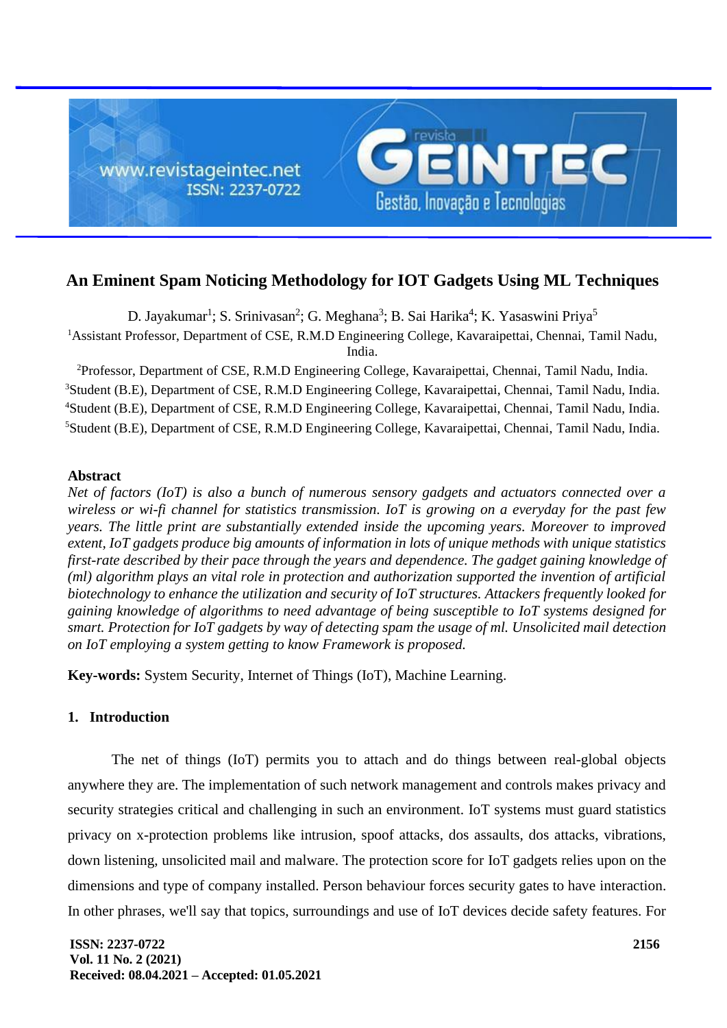# An Eminent Spam Noticing Methodology for IOT Gadgets Using ML Techniques

D. Jayakumar[1]; S. Srinivasan[2]; G. Meghana[3]; B. Sai Harika[4]; K. Yasaswini Priya[5]

[1]Assistant Professor, Department of CSE, R.M.D Engineering College, Kavaraipettai, Chennai, Tamil Nadu, India.

[2]Professor, Department of CSE, R.M.D Engineering College, Kavaraipettai, Chennai, Tamil Nadu, India.

[3]Student (B.E), Department of CSE, R.M.D Engineering College, Kavaraipettai, Chennai, Tamil Nadu, India.

[4]Student (B.E), Department of CSE, R.M.D Engineering College, Kavaraipettai, Chennai, Tamil Nadu, India.

[5]Student (B.E), Department of CSE, R.M.D Engineering College, Kavaraipettai, Chennai, Tamil Nadu, India.

## Abstract

*Net of factors (IoT) is also a bunch of numerous sensory gadgets and actuators connected over a wireless or wi-fi channel for statistics transmission. IoT is growing on a everyday for the past few years. The little print are substantially extended inside the upcoming years. Moreover to improved extent, IoT gadgets produce big amounts of information in lots of unique methods with unique statistics first-rate described by their pace through the years and dependence. The gadget gaining knowledge of (ml) algorithm plays an vital role in protection and authorization supported the invention of artificial biotechnology to enhance the utilization and security of IoT structures. Attackers frequently looked for gaining knowledge of algorithms to need advantage of being susceptible to IoT systems designed for smart. Protection for IoT gadgets by way of detecting spam the usage of ml. Unsolicited mail detection on IoT employing a system getting to know Framework is proposed.*

**Key-words:** System Security, Internet of Things (IoT), Machine Learning.

## 1. Introduction

The net of things (IoT) permits you to attach and do things between real-global objects anywhere they are. The implementation of such network management and controls makes privacy and security strategies critical and challenging in such an environment. IoT systems must guard statistics privacy on x-protection problems like intrusion, spoof attacks, dos assaults, dos attacks, vibrations, down listening, unsolicited mail and malware. The protection score for IoT gadgets relies upon on the dimensions and type of company installed. Person behaviour forces security gates to have interaction. In other phrases, we'll say that topics, surroundings and use of IoT devices decide safety features. For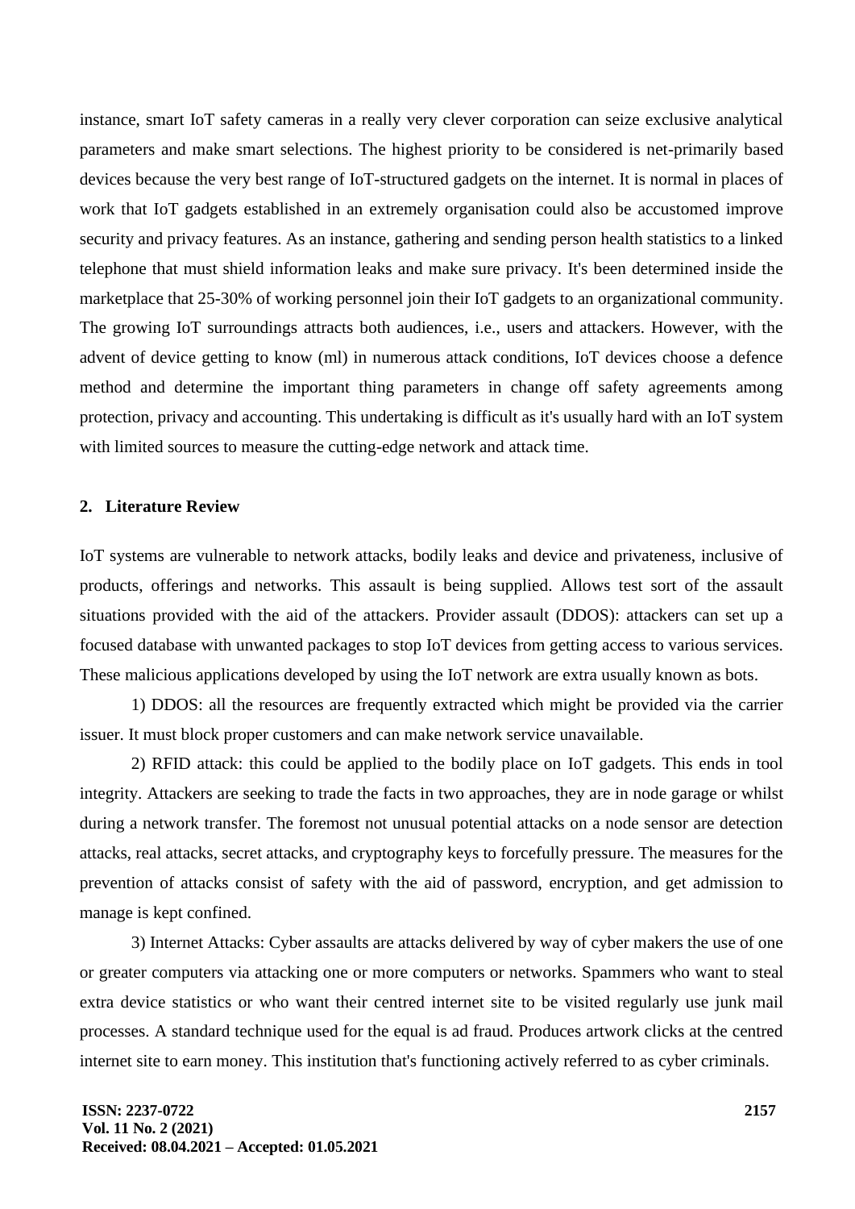instance, smart IoT safety cameras in a really very clever corporation can seize exclusive analytical parameters and make smart selections. The highest priority to be considered is net-primarily based devices because the very best range of IoT-structured gadgets on the internet. It is normal in places of work that IoT gadgets established in an extremely organisation could also be accustomed improve security and privacy features. As an instance, gathering and sending person health statistics to a linked telephone that must shield information leaks and make sure privacy. It's been determined inside the marketplace that 25-30% of working personnel join their IoT gadgets to an organizational community. The growing IoT surroundings attracts both audiences, i.e., users and attackers. However, with the advent of device getting to know (ml) in numerous attack conditions, IoT devices choose a defence method and determine the important thing parameters in change off safety agreements among protection, privacy and accounting. This undertaking is difficult as it's usually hard with an IoT system with limited sources to measure the cutting-edge network and attack time.

## 2. Literature Review

IoT systems are vulnerable to network attacks, bodily leaks and device and privateness, inclusive of products, offerings and networks. This assault is being supplied. Allows test sort of the assault situations provided with the aid of the attackers. Provider assault (DDOS): attackers can set up a focused database with unwanted packages to stop IoT devices from getting access to various services. These malicious applications developed by using the IoT network are extra usually known as bots.

1) DDOS: all the resources are frequently extracted which might be provided via the carrier issuer. It must block proper customers and can make network service unavailable.

2) RFID attack: this could be applied to the bodily place on IoT gadgets. This ends in tool integrity. Attackers are seeking to trade the facts in two approaches, they are in node garage or whilst during a network transfer. The foremost not unusual potential attacks on a node sensor are detection attacks, real attacks, secret attacks, and cryptography keys to forcefully pressure. The measures for the prevention of attacks consist of safety with the aid of password, encryption, and get admission to manage is kept confined.

3) Internet Attacks: Cyber assaults are attacks delivered by way of cyber makers the use of one or greater computers via attacking one or more computers or networks. Spammers who want to steal extra device statistics or who want their centred internet site to be visited regularly use junk mail processes. A standard technique used for the equal is ad fraud. Produces artwork clicks at the centred internet site to earn money. This institution that's functioning actively referred to as cyber criminals.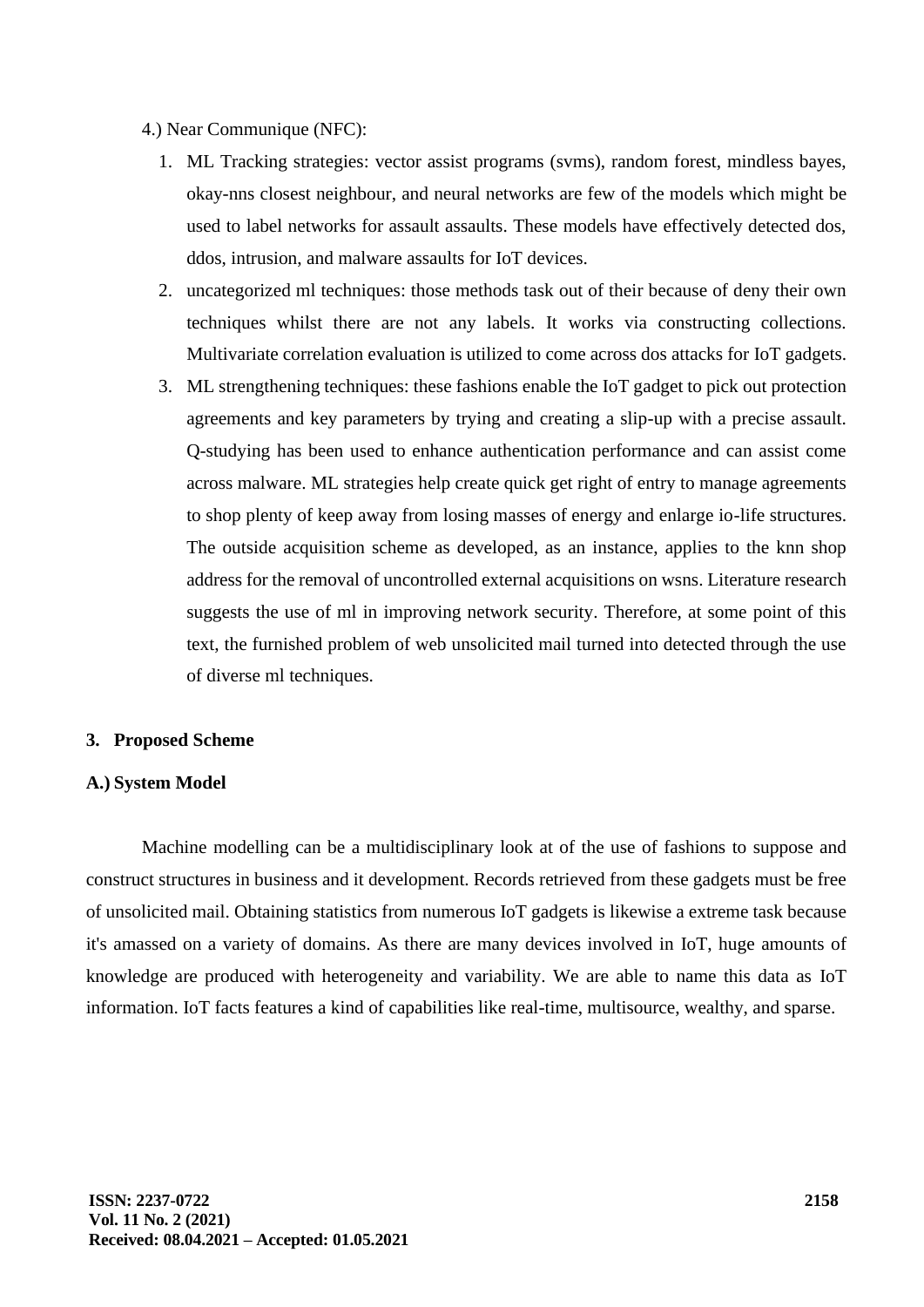4.) Near Communique (NFC):

1. ML Tracking strategies: vector assist programs (svms), random forest, mindless bayes, okay-nns closest neighbour, and neural networks are few of the models which might be used to label networks for assault assaults. These models have effectively detected dos, ddos, intrusion, and malware assaults for IoT devices.
2. uncategorized ml techniques: those methods task out of their because of deny their own techniques whilst there are not any labels. It works via constructing collections. Multivariate correlation evaluation is utilized to come across dos attacks for IoT gadgets.
3. ML strengthening techniques: these fashions enable the IoT gadget to pick out protection agreements and key parameters by trying and creating a slip-up with a precise assault. Q-studying has been used to enhance authentication performance and can assist come across malware. ML strategies help create quick get right of entry to manage agreements to shop plenty of keep away from losing masses of energy and enlarge io-life structures. The outside acquisition scheme as developed, as an instance, applies to the knn shop address for the removal of uncontrolled external acquisitions on wsns. Literature research suggests the use of ml in improving network security. Therefore, at some point of this text, the furnished problem of web unsolicited mail turned into detected through the use of diverse ml techniques.

## 3. Proposed Scheme

### A.) System Model

Machine modelling can be a multidisciplinary look at of the use of fashions to suppose and construct structures in business and it development. Records retrieved from these gadgets must be free of unsolicited mail. Obtaining statistics from numerous IoT gadgets is likewise a extreme task because it's amassed on a variety of domains. As there are many devices involved in IoT, huge amounts of knowledge are produced with heterogeneity and variability. We are able to name this data as IoT information. IoT facts features a kind of capabilities like real-time, multisource, wealthy, and sparse.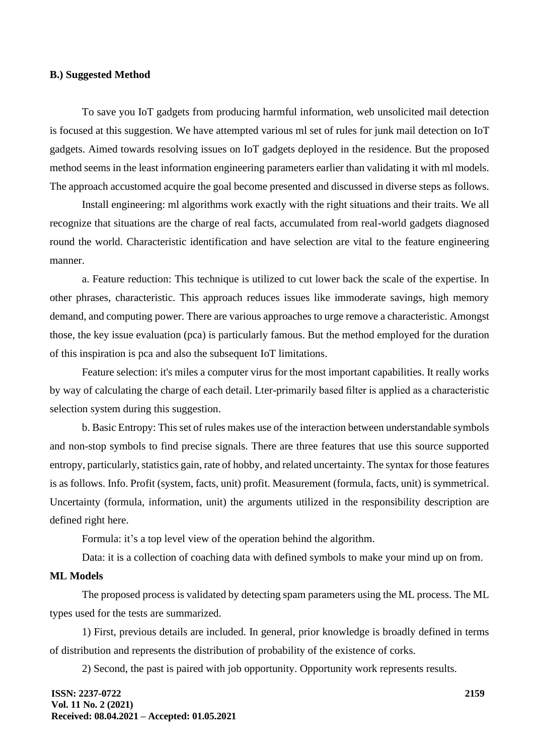### B.) Suggested Method

To save you IoT gadgets from producing harmful information, web unsolicited mail detection is focused at this suggestion. We have attempted various ml set of rules for junk mail detection on IoT gadgets. Aimed towards resolving issues on IoT gadgets deployed in the residence. But the proposed method seems in the least information engineering parameters earlier than validating it with ml models. The approach accustomed acquire the goal become presented and discussed in diverse steps as follows.

Install engineering: ml algorithms work exactly with the right situations and their traits. We all recognize that situations are the charge of real facts, accumulated from real-world gadgets diagnosed round the world. Characteristic identification and have selection are vital to the feature engineering manner.

a. Feature reduction: This technique is utilized to cut lower back the scale of the expertise. In other phrases, characteristic. This approach reduces issues like immoderate savings, high memory demand, and computing power. There are various approaches to urge remove a characteristic. Amongst those, the key issue evaluation (pca) is particularly famous. But the method employed for the duration of this inspiration is pca and also the subsequent IoT limitations.

Feature selection: it's miles a computer virus for the most important capabilities. It really works by way of calculating the charge of each detail. Lter-primarily based filter is applied as a characteristic selection system during this suggestion.

b. Basic Entropy: This set of rules makes use of the interaction between understandable symbols and non-stop symbols to find precise signals. There are three features that use this source supported entropy, particularly, statistics gain, rate of hobby, and related uncertainty. The syntax for those features is as follows. Info. Profit (system, facts, unit) profit. Measurement (formula, facts, unit) is symmetrical. Uncertainty (formula, information, unit) the arguments utilized in the responsibility description are defined right here.

Formula: it's a top level view of the operation behind the algorithm.

Data: it is a collection of coaching data with defined symbols to make your mind up on from.

**ML Models**

The proposed process is validated by detecting spam parameters using the ML process. The ML types used for the tests are summarized.

1) First, previous details are included. In general, prior knowledge is broadly defined in terms of distribution and represents the distribution of probability of the existence of corks.

2) Second, the past is paired with job opportunity. Opportunity work represents results.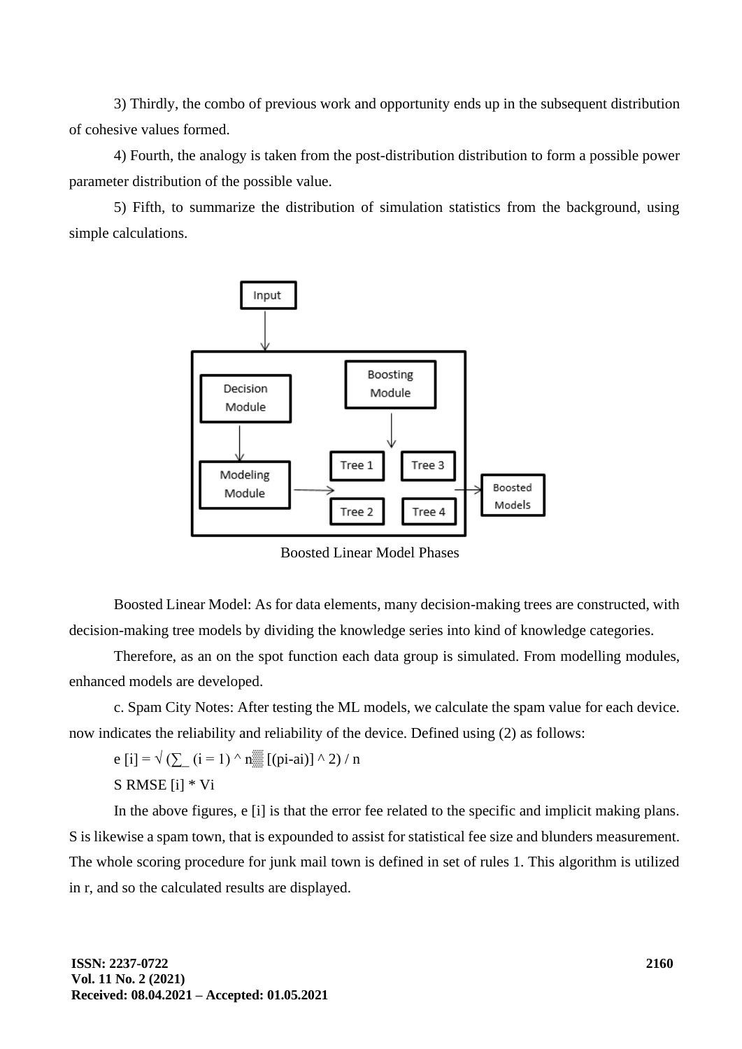3) Thirdly, the combo of previous work and opportunity ends up in the subsequent distribution of cohesive values formed.

4) Fourth, the analogy is taken from the post-distribution distribution to form a possible power parameter distribution of the possible value.

5) Fifth, to summarize the distribution of simulation statistics from the background, using simple calculations.

Boosted Linear Model Phases

Boosted Linear Model: As for data elements, many decision-making trees are constructed, with decision-making tree models by dividing the knowledge series into kind of knowledge categories.

Therefore, as an on the spot function each data group is simulated. From modelling modules, enhanced models are developed.

c. Spam City Notes: After testing the ML models, we calculate the spam value for each device. now indicates the reliability and reliability of the device. Defined using (2) as follows:

$$e[i] = \sqrt{\left(\sum_{i=1}^{n} \left[(pi-ai)\right]^2\right) / n}$$

S RMSE [i] * Vi

In the above figures, e [i] is that the error fee related to the specific and implicit making plans. S is likewise a spam town, that is expounded to assist for statistical fee size and blunders measurement. The whole scoring procedure for junk mail town is defined in set of rules 1. This algorithm is utilized in r, and so the calculated results are displayed.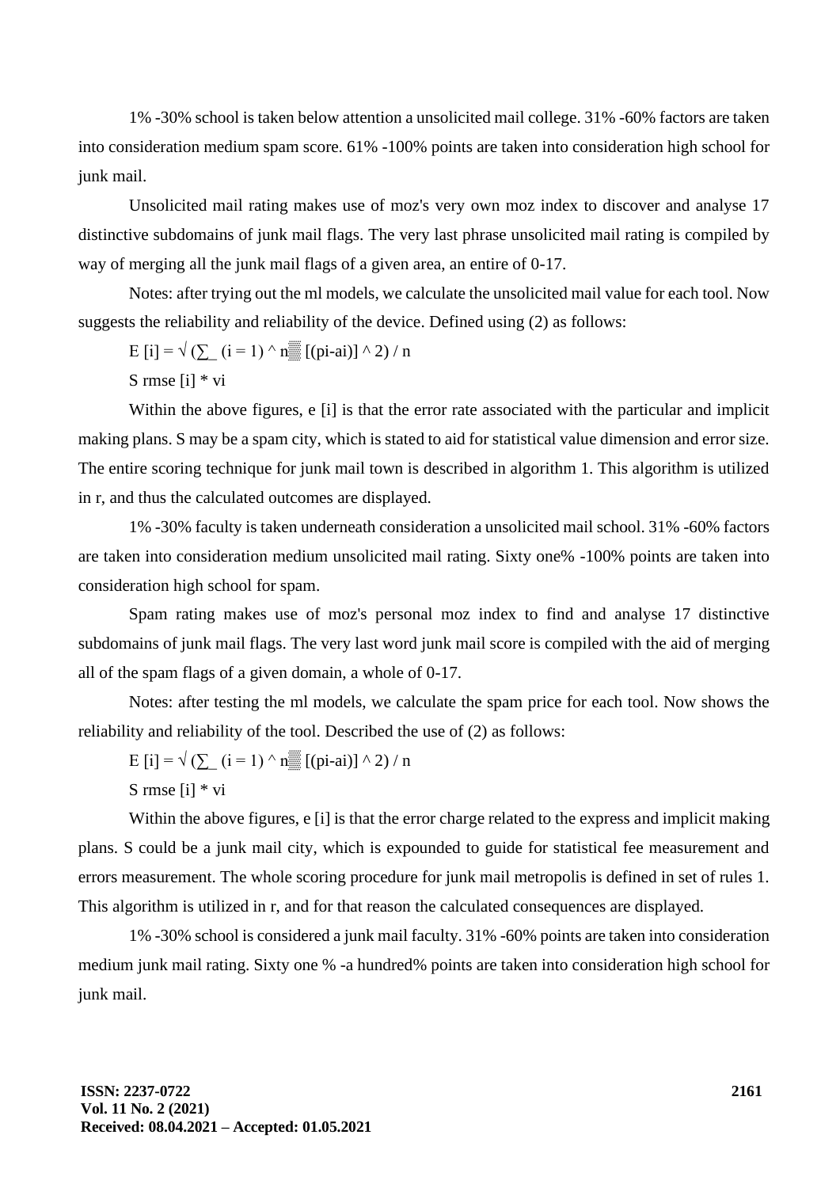1% -30% school is taken below attention a unsolicited mail college. 31% -60% factors are taken into consideration medium spam score. 61% -100% points are taken into consideration high school for junk mail.

Unsolicited mail rating makes use of moz's very own moz index to discover and analyse 17 distinctive subdomains of junk mail flags. The very last phrase unsolicited mail rating is compiled by way of merging all the junk mail flags of a given area, an entire of 0-17.

Notes: after trying out the ml models, we calculate the unsolicited mail value for each tool. Now suggests the reliability and reliability of the device. Defined using (2) as follows:

$$E[i] = \sqrt{\left(\sum_{i=1}^{n} [(p_i - a_i)]^2\right) / n}$$

$$S = rmse[i] * v_i$$

Within the above figures, e [i] is that the error rate associated with the particular and implicit making plans. S may be a spam city, which is stated to aid for statistical value dimension and error size. The entire scoring technique for junk mail town is described in algorithm 1. This algorithm is utilized in r, and thus the calculated outcomes are displayed.

1% -30% faculty is taken underneath consideration a unsolicited mail school. 31% -60% factors are taken into consideration medium unsolicited mail rating. Sixty one% -100% points are taken into consideration high school for spam.

Spam rating makes use of moz's personal moz index to find and analyse 17 distinctive subdomains of junk mail flags. The very last word junk mail score is compiled with the aid of merging all of the spam flags of a given domain, a whole of 0-17.

Notes: after testing the ml models, we calculate the spam price for each tool. Now shows the reliability and reliability of the tool. Described the use of (2) as follows:

$$E[i] = \sqrt{\left(\sum_{i=1}^{n} [(p_i - a_i)]^2\right) / n}$$

$$S = rmse[i] * v_i$$

Within the above figures, e [i] is that the error charge related to the express and implicit making plans. S could be a junk mail city, which is expounded to guide for statistical fee measurement and errors measurement. The whole scoring procedure for junk mail metropolis is defined in set of rules 1. This algorithm is utilized in r, and for that reason the calculated consequences are displayed.

1% -30% school is considered a junk mail faculty. 31% -60% points are taken into consideration medium junk mail rating. Sixty one % -a hundred% points are taken into consideration high school for junk mail.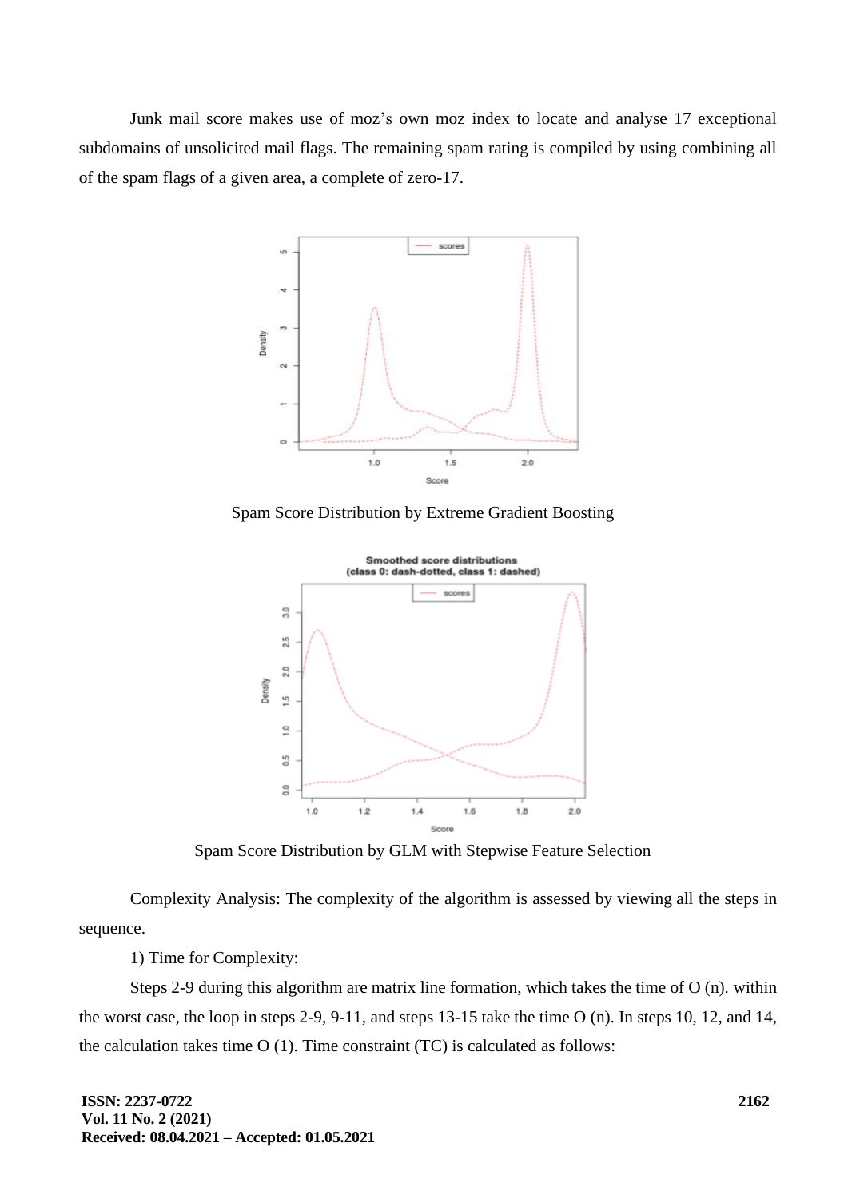Junk mail score makes use of moz's own moz index to locate and analyse 17 exceptional subdomains of unsolicited mail flags. The remaining spam rating is compiled by using combining all of the spam flags of a given area, a complete of zero-17.

Spam Score Distribution by Extreme Gradient Boosting

Spam Score Distribution by GLM with Stepwise Feature Selection

Complexity Analysis: The complexity of the algorithm is assessed by viewing all the steps in sequence.

1) Time for Complexity:

Steps 2-9 during this algorithm are matrix line formation, which takes the time of O (n). within the worst case, the loop in steps 2-9, 9-11, and steps 13-15 take the time O (n). In steps 10, 12, and 14, the calculation takes time O (1). Time constraint (TC) is calculated as follows: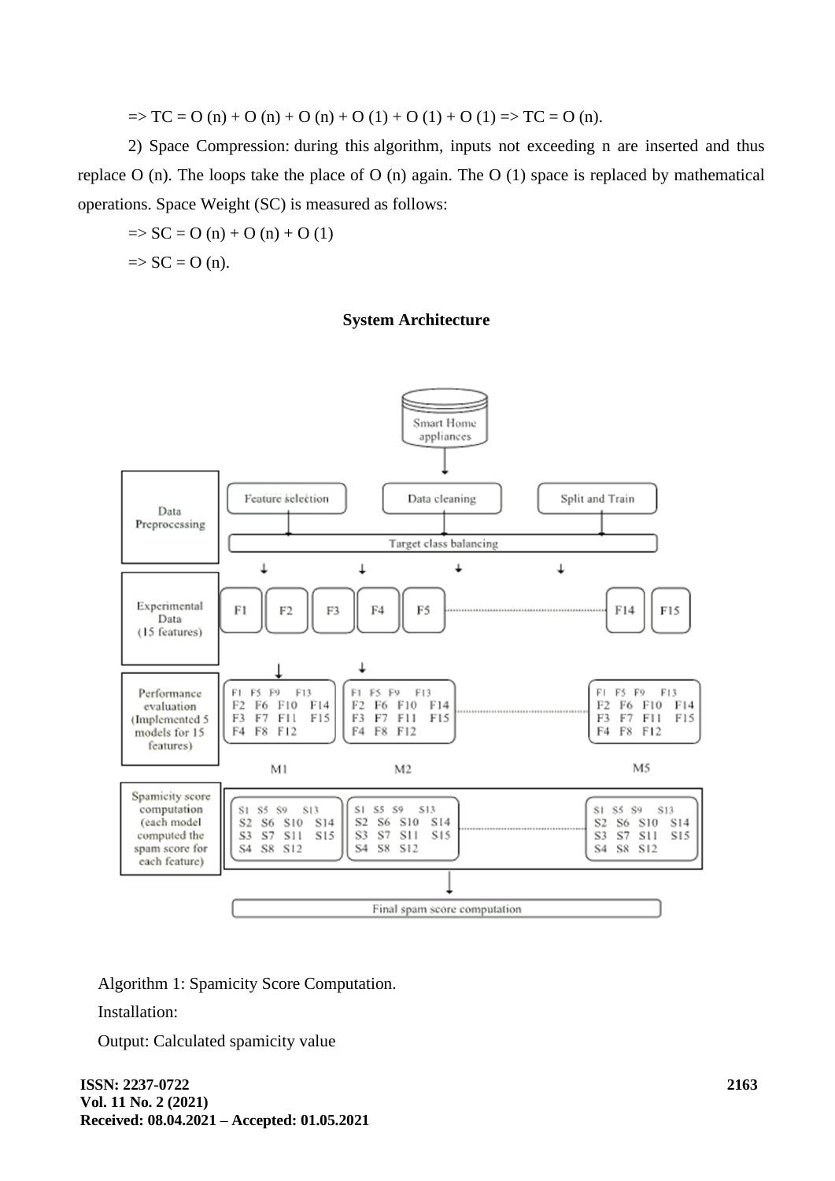$$=> TC = O(n) + O(n) + O(n) + O(1) + O(1) + O(1) => TC = O(n).$$

2) Space Compression: during this algorithm, inputs not exceeding n are inserted and thus replace O (n). The loops take the place of O (n) again. The O (1) space is replaced by mathematical operations. Space Weight (SC) is measured as follows:

$$=> SC = O(n) + O(n) + O(1)$$

$$=> SC = O(n).$$

**System Architecture**

Algorithm 1: Spamicity Score Computation.

Installation:

Output: Calculated spamicity value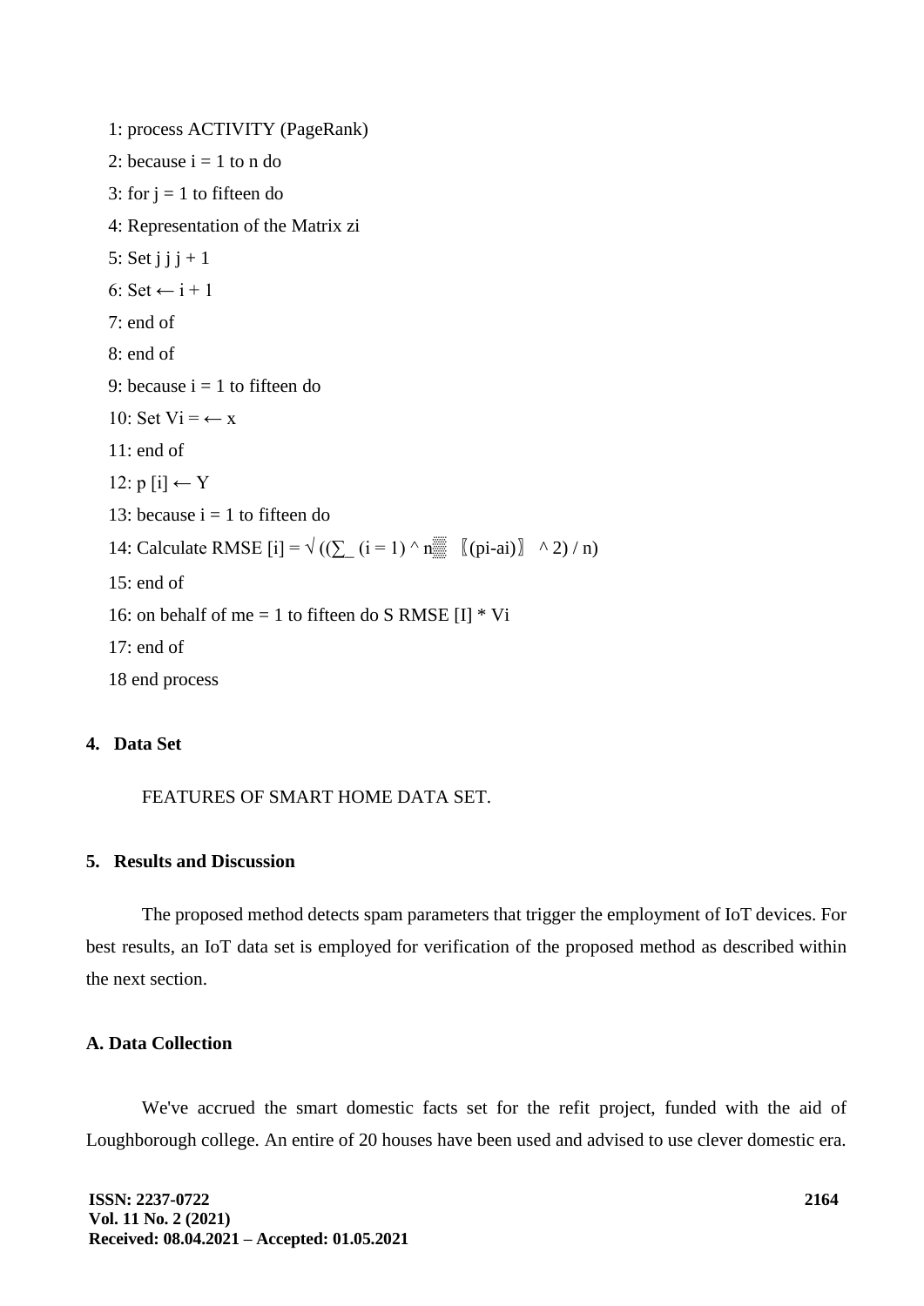1: process ACTIVITY (PageRank)

2: because i = 1 to n do

3: for j = 1 to fifteen do

4: Representation of the Matrix zi

5: Set j j j + 1

6: Set ← i + 1

7: end of

8: end of

9: because i = 1 to fifteen do

10: Set Vi = ← x

11: end of

12: p [i] ← Y

13: because i = 1 to fifteen do

14: Calculate RMSE [i] = $\sqrt{\left(\sum_{i=1}^{n} (pi-ai)^2\right) / n}$

15: end of

16: on behalf of me = 1 to fifteen do S RMSE [I] * Vi

17: end of

18 end process

## 4. Data Set

FEATURES OF SMART HOME DATA SET.

## 5. Results and Discussion

The proposed method detects spam parameters that trigger the employment of IoT devices. For best results, an IoT data set is employed for verification of the proposed method as described within the next section.

### A. Data Collection

We've accrued the smart domestic facts set for the refit project, funded with the aid of Loughborough college. An entire of 20 houses have been used and advised to use clever domestic era.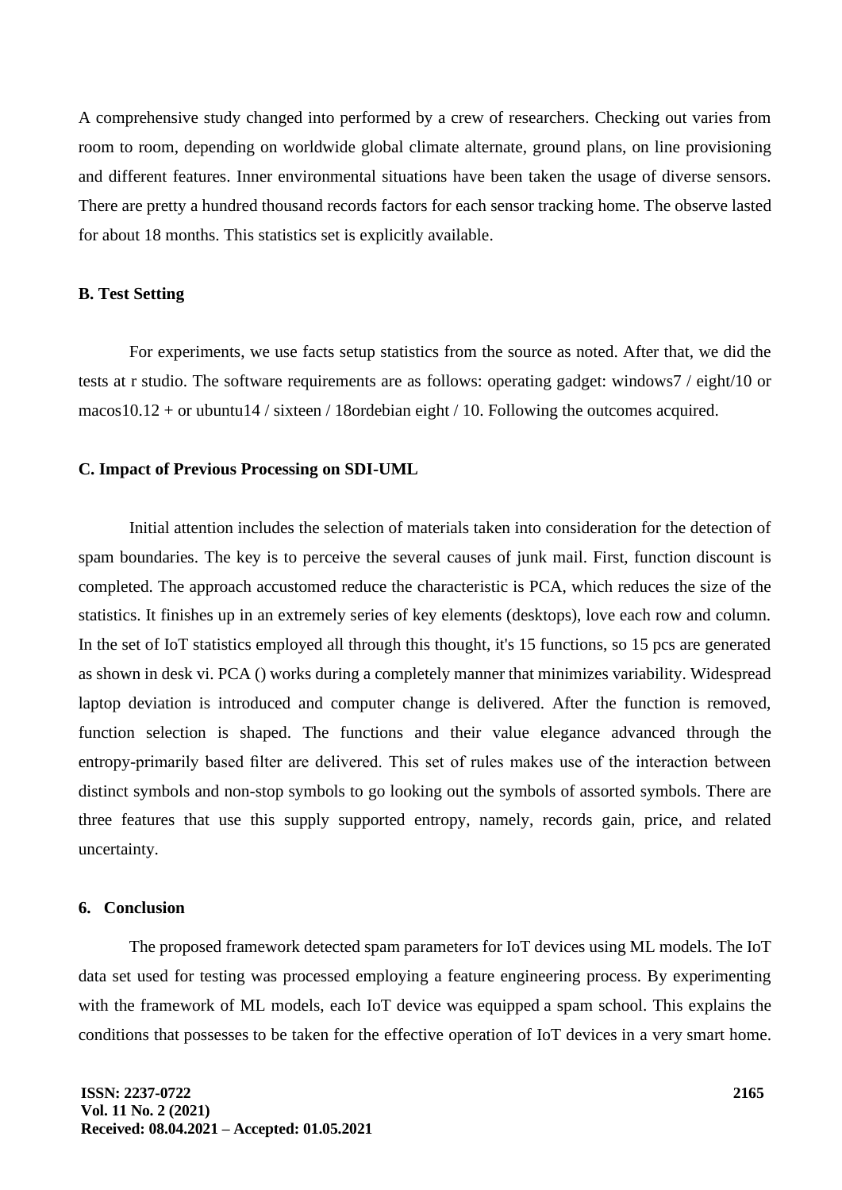A comprehensive study changed into performed by a crew of researchers. Checking out varies from room to room, depending on worldwide global climate alternate, ground plans, on line provisioning and different features. Inner environmental situations have been taken the usage of diverse sensors. There are pretty a hundred thousand records factors for each sensor tracking home. The observe lasted for about 18 months. This statistics set is explicitly available.

### B. Test Setting

For experiments, we use facts setup statistics from the source as noted. After that, we did the tests at r studio. The software requirements are as follows: operating gadget: windows7 / eight/10 or macos10.12 + or ubuntu14 / sixteen / 18ordebian eight / 10. Following the outcomes acquired.

### C. Impact of Previous Processing on SDI-UML

Initial attention includes the selection of materials taken into consideration for the detection of spam boundaries. The key is to perceive the several causes of junk mail. First, function discount is completed. The approach accustomed reduce the characteristic is PCA, which reduces the size of the statistics. It finishes up in an extremely series of key elements (desktops), love each row and column. In the set of IoT statistics employed all through this thought, it's 15 functions, so 15 pcs are generated as shown in desk vi. PCA () works during a completely manner that minimizes variability. Widespread laptop deviation is introduced and computer change is delivered. After the function is removed, function selection is shaped. The functions and their value elegance advanced through the entropy-primarily based filter are delivered. This set of rules makes use of the interaction between distinct symbols and non-stop symbols to go looking out the symbols of assorted symbols. There are three features that use this supply supported entropy, namely, records gain, price, and related uncertainty.

## 6. Conclusion

The proposed framework detected spam parameters for IoT devices using ML models. The IoT data set used for testing was processed employing a feature engineering process. By experimenting with the framework of ML models, each IoT device was equipped a spam school. This explains the conditions that possesses to be taken for the effective operation of IoT devices in a very smart home.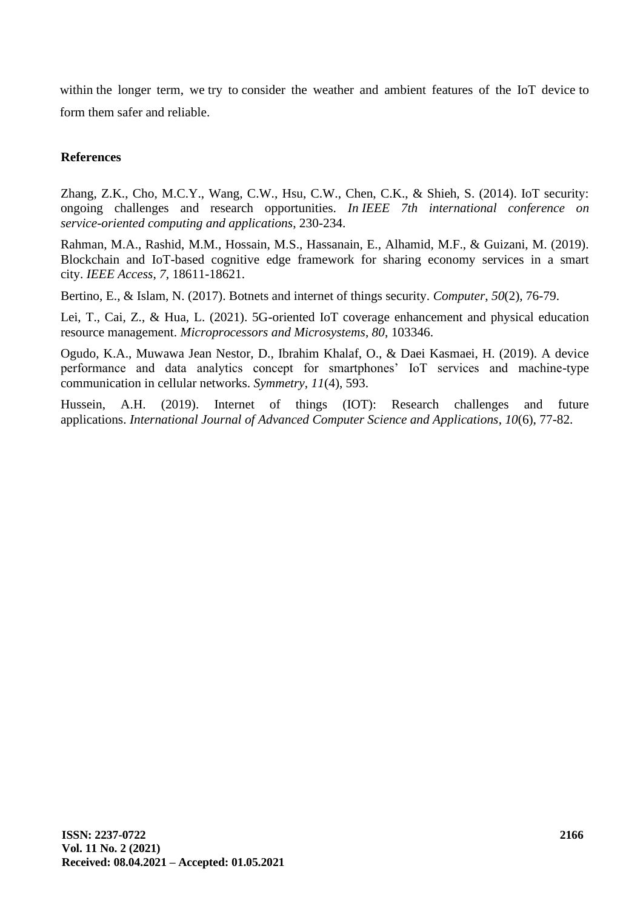within the longer term, we try to consider the weather and ambient features of the IoT device to form them safer and reliable.

## References

Zhang, Z.K., Cho, M.C.Y., Wang, C.W., Hsu, C.W., Chen, C.K., & Shieh, S. (2014). IoT security: ongoing challenges and research opportunities. *In IEEE 7th international conference on service-oriented computing and applications*, 230-234.

Rahman, M.A., Rashid, M.M., Hossain, M.S., Hassanain, E., Alhamid, M.F., & Guizani, M. (2019). Blockchain and IoT-based cognitive edge framework for sharing economy services in a smart city. *IEEE Access*, *7*, 18611-18621.

Bertino, E., & Islam, N. (2017). Botnets and internet of things security. *Computer*, *50*(2), 76-79.

Lei, T., Cai, Z., & Hua, L. (2021). 5G-oriented IoT coverage enhancement and physical education resource management. *Microprocessors and Microsystems*, *80*, 103346.

Ogudo, K.A., Muwawa Jean Nestor, D., Ibrahim Khalaf, O., & Daei Kasmaei, H. (2019). A device performance and data analytics concept for smartphones' IoT services and machine-type communication in cellular networks. *Symmetry*, *11*(4), 593.

Hussein, A.H. (2019). Internet of things (IOT): Research challenges and future applications. *International Journal of Advanced Computer Science and Applications*, *10*(6), 77-82.